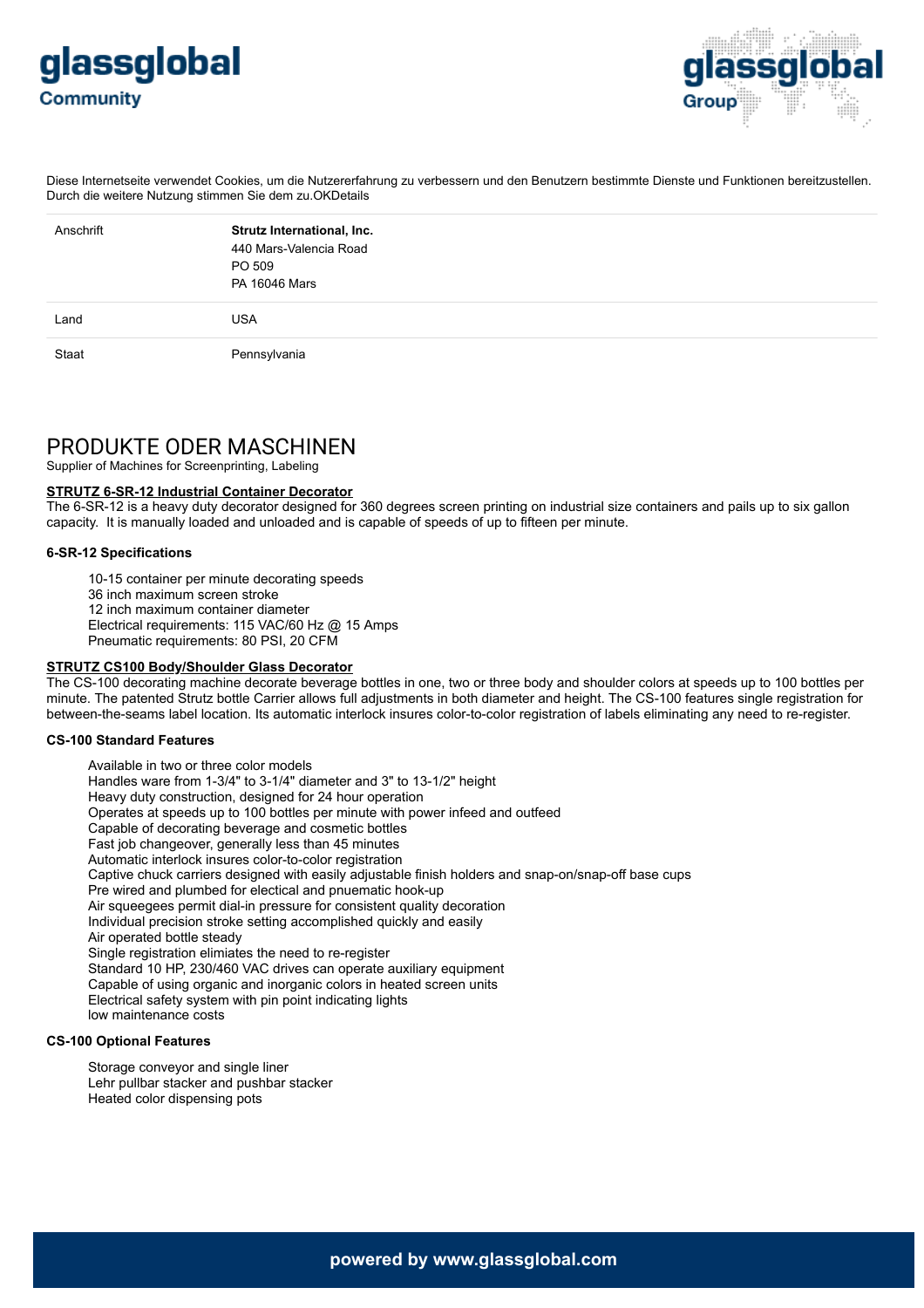glassglobal Community

glassglobal Group

Diese Internetseite verwendet Cookies, um die Nutzererfahrung zu verbessern und den Benutzern bestimmte Dienste und Funktionen bereitzustellen. Durch die weitere Nutzung stimmen Sie dem zu.OKDetails

| | |
|---|---|
| Anschrift | **Strutz International, Inc.**<br>440 Mars-Valencia Road<br>PO 509<br>PA 16046 Mars |
| Land | USA |
| Staat | Pennsylvania |

# PRODUKTE ODER MASCHINEN

Supplier of Machines for Screenprinting, Labeling

**STRUTZ 6-SR-12 Industrial Container Decorator**

The 6-SR-12 is a heavy duty decorator designed for 360 degrees screen printing on industrial size containers and pails up to six gallon capacity. It is manually loaded and unloaded and is capable of speeds of up to fifteen per minute.

**6-SR-12 Specifications**

10-15 container per minute decorating speeds
36 inch maximum screen stroke
12 inch maximum container diameter
Electrical requirements: 115 VAC/60 Hz @ 15 Amps
Pneumatic requirements: 80 PSI, 20 CFM

**STRUTZ CS100 Body/Shoulder Glass Decorator**

The CS-100 decorating machine decorate beverage bottles in one, two or three body and shoulder colors at speeds up to 100 bottles per minute. The patented Strutz bottle Carrier allows full adjustments in both diameter and height. The CS-100 features single registration for between-the-seams label location. Its automatic interlock insures color-to-color registration of labels eliminating any need to re-register.

**CS-100 Standard Features**

Available in two or three color models
Handles ware from 1-3/4" to 3-1/4" diameter and 3" to 13-1/2" height
Heavy duty construction, designed for 24 hour operation
Operates at speeds up to 100 bottles per minute with power infeed and outfeed
Capable of decorating beverage and cosmetic bottles
Fast job changeover, generally less than 45 minutes
Automatic interlock insures color-to-color registration
Captive chuck carriers designed with easily adjustable finish holders and snap-on/snap-off base cups
Pre wired and plumbed for electical and pnuematic hook-up
Air squeegees permit dial-in pressure for consistent quality decoration
Individual precision stroke setting accomplished quickly and easily
Air operated bottle steady
Single registration elimiates the need to re-register
Standard 10 HP, 230/460 VAC drives can operate auxiliary equipment
Capable of using organic and inorganic colors in heated screen units
Electrical safety system with pin point indicating lights
low maintenance costs

**CS-100 Optional Features**

Storage conveyor and single liner
Lehr pullbar stacker and pushbar stacker
Heated color dispensing pots

powered by www.glassglobal.com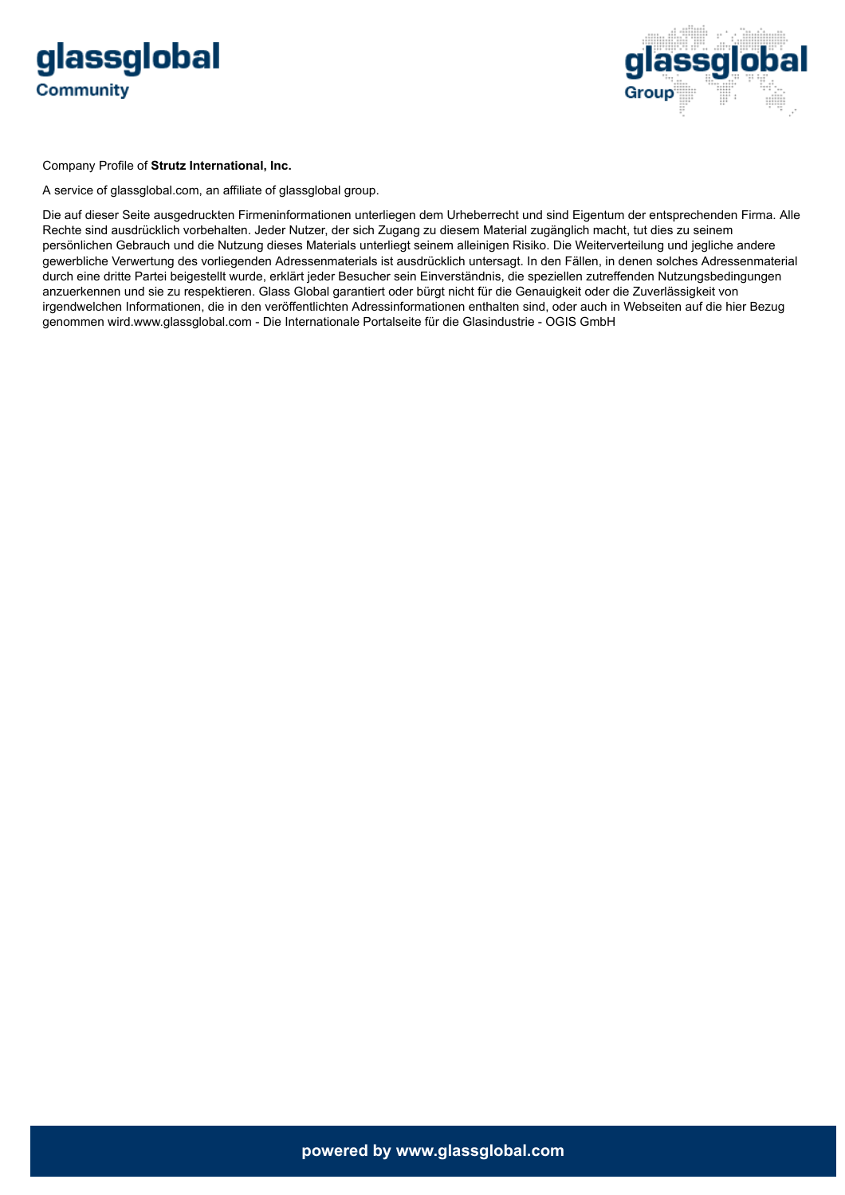Company Profile of **Strutz International, Inc.**

A service of glassglobal.com, an affiliate of glassglobal group.

Die auf dieser Seite ausgedruckten Firmeninformationen unterliegen dem Urheberrecht und sind Eigentum der entsprechenden Firma. Alle Rechte sind ausdrücklich vorbehalten. Jeder Nutzer, der sich Zugang zu diesem Material zugänglich macht, tut dies zu seinem persönlichen Gebrauch und die Nutzung dieses Materials unterliegt seinem alleinigen Risiko. Die Weiterverteilung und jegliche andere gewerbliche Verwertung des vorliegenden Adressenmaterials ist ausdrücklich untersagt. In den Fällen, in denen solches Adressenmaterial durch eine dritte Partei beigestellt wurde, erklärt jeder Besucher sein Einverständnis, die speziellen zutreffenden Nutzungsbedingungen anzuerkennen und sie zu respektieren. Glass Global garantiert oder bürgt nicht für die Genauigkeit oder die Zuverlässigkeit von irgendwelchen Informationen, die in den veröffentlichten Adressinformationen enthalten sind, oder auch in Webseiten auf die hier Bezug genommen wird.www.glassglobal.com - Die Internationale Portalseite für die Glasindustrie - OGIS GmbH